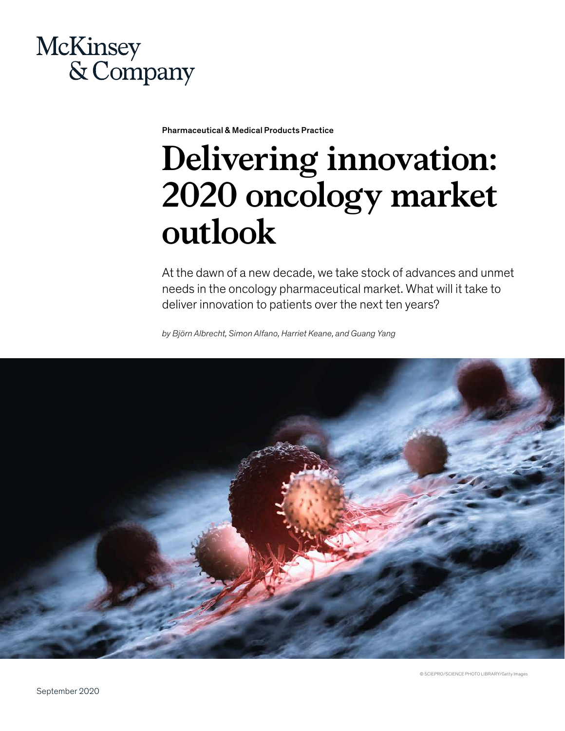McKinsey & Company

Pharmaceutical & Medical Products Practice

# Delivering innovation: 2020 oncology market outlook

At the dawn of a new decade, we take stock of advances and unmet needs in the oncology pharmaceutical market. What will it take to deliver innovation to patients over the next ten years?

*by Björn Albrecht, Simon Alfano, Harriet Keane, and Guang Yang*

© SCIEPRO/SCIENCE PHOTO LIBRARY/Getty Images

September 2020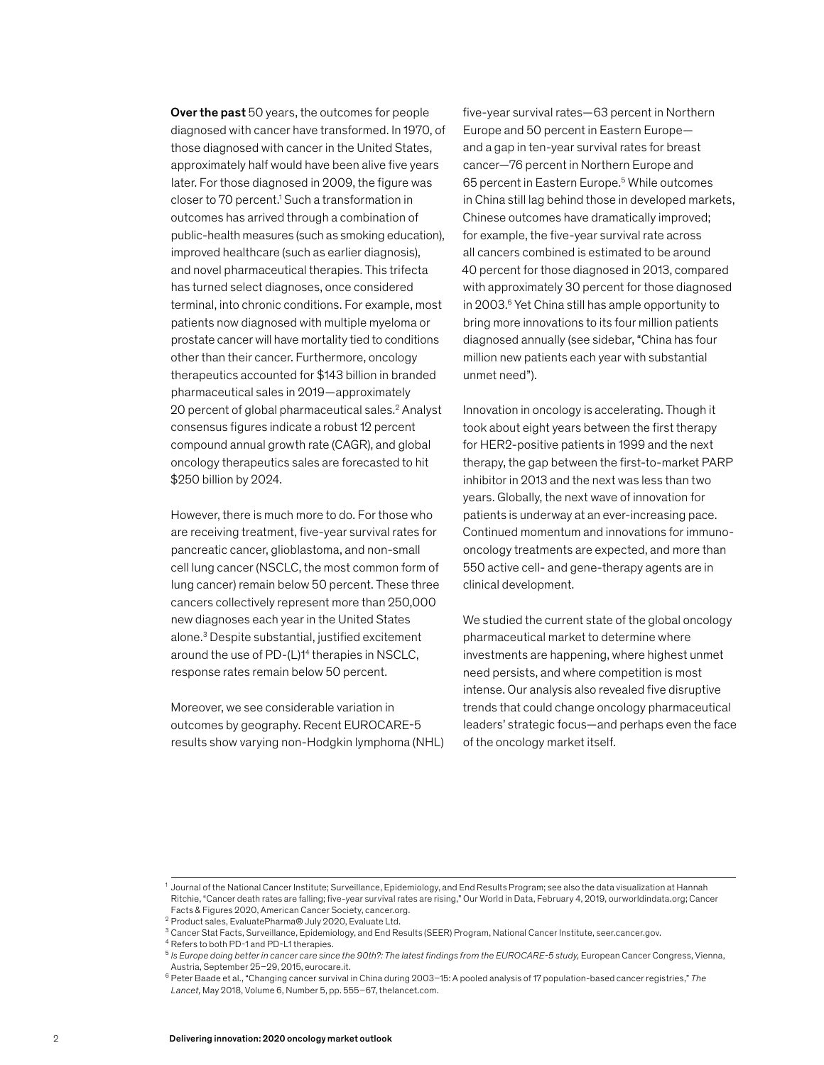**Over the past** 50 years, the outcomes for people diagnosed with cancer have transformed. In 1970, of those diagnosed with cancer in the United States, approximately half would have been alive five years later. For those diagnosed in 2009, the figure was closer to 70 percent.[1] Such a transformation in outcomes has arrived through a combination of public-health measures (such as smoking education), improved healthcare (such as earlier diagnosis), and novel pharmaceutical therapies. This trifecta has turned select diagnoses, once considered terminal, into chronic conditions. For example, most patients now diagnosed with multiple myeloma or prostate cancer will have mortality tied to conditions other than their cancer. Furthermore, oncology therapeutics accounted for $143 billion in branded pharmaceutical sales in 2019—approximately 20 percent of global pharmaceutical sales.[2] Analyst consensus figures indicate a robust 12 percent compound annual growth rate (CAGR), and global oncology therapeutics sales are forecasted to hit $250 billion by 2024.

However, there is much more to do. For those who are receiving treatment, five-year survival rates for pancreatic cancer, glioblastoma, and non-small cell lung cancer (NSCLC, the most common form of lung cancer) remain below 50 percent. These three cancers collectively represent more than 250,000 new diagnoses each year in the United States alone.[3] Despite substantial, justified excitement around the use of PD-(L)1[4] therapies in NSCLC, response rates remain below 50 percent.

Moreover, we see considerable variation in outcomes by geography. Recent EUROCARE-5 results show varying non-Hodgkin lymphoma (NHL) five-year survival rates—63 percent in Northern Europe and 50 percent in Eastern Europe—and a gap in ten-year survival rates for breast cancer—76 percent in Northern Europe and 65 percent in Eastern Europe.[5] While outcomes in China still lag behind those in developed markets, Chinese outcomes have dramatically improved; for example, the five-year survival rate across all cancers combined is estimated to be around 40 percent for those diagnosed in 2013, compared with approximately 30 percent for those diagnosed in 2003.[6] Yet China still has ample opportunity to bring more innovations to its four million patients diagnosed annually (see sidebar, "China has four million new patients each year with substantial unmet need").

Innovation in oncology is accelerating. Though it took about eight years between the first therapy for HER2-positive patients in 1999 and the next therapy, the gap between the first-to-market PARP inhibitor in 2013 and the next was less than two years. Globally, the next wave of innovation for patients is underway at an ever-increasing pace. Continued momentum and innovations for immuno-oncology treatments are expected, and more than 550 active cell- and gene-therapy agents are in clinical development.

We studied the current state of the global oncology pharmaceutical market to determine where investments are happening, where highest unmet need persists, and where competition is most intense. Our analysis also revealed five disruptive trends that could change oncology pharmaceutical leaders' strategic focus—and perhaps even the face of the oncology market itself.

---

[1] Journal of the National Cancer Institute; Surveillance, Epidemiology, and End Results Program; see also the data visualization at Hannah Ritchie, "Cancer death rates are falling; five-year survival rates are rising," Our World in Data, February 4, 2019, ourworldindata.org; Cancer Facts & Figures 2020, American Cancer Society, cancer.org.

[2] Product sales, EvaluatePharma® July 2020, Evaluate Ltd.

[3] Cancer Stat Facts, Surveillance, Epidemiology, and End Results (SEER) Program, National Cancer Institute, seer.cancer.gov.

[4] Refers to both PD-1 and PD-L1 therapies.

[5] *Is Europe doing better in cancer care since the 90th?: The latest findings from the EUROCARE-5 study,* European Cancer Congress, Vienna, Austria, September 25–29, 2015, eurocare.it.

[6] Peter Baade et al., "Changing cancer survival in China during 2003–15: A pooled analysis of 17 population-based cancer registries," *The Lancet,* May 2018, Volume 6, Number 5, pp. 555–67, thelancet.com.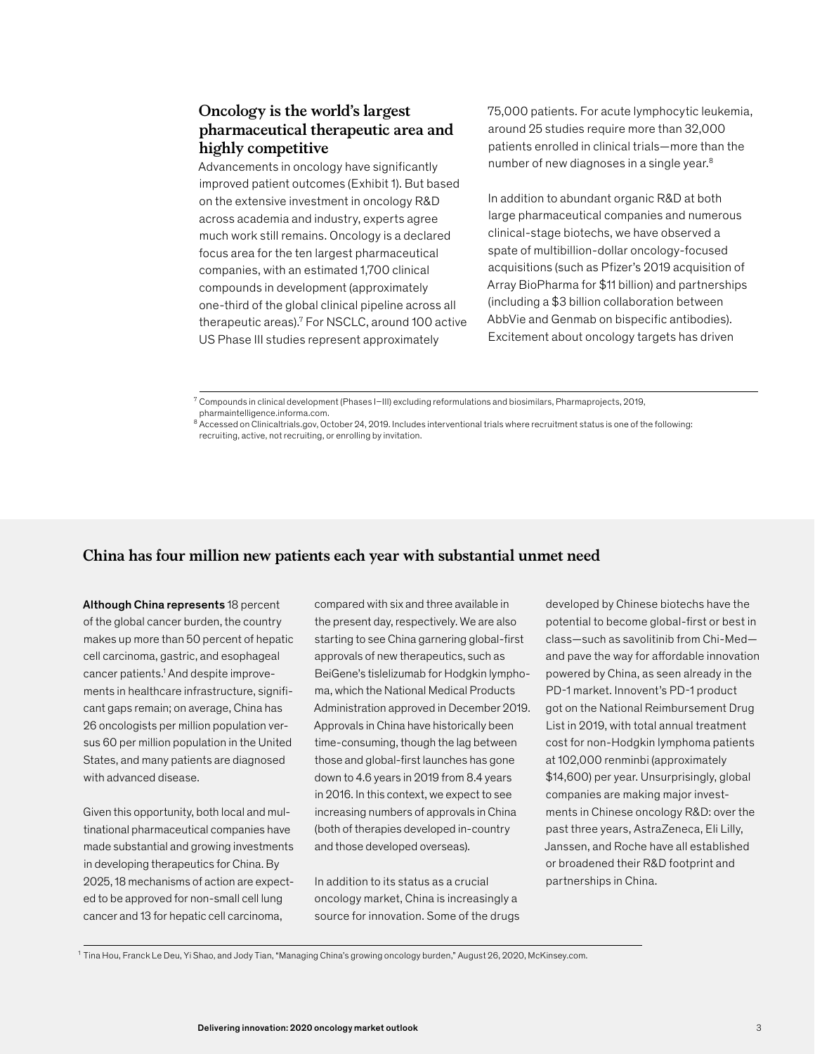## Oncology is the world's largest pharmaceutical therapeutic area and highly competitive

Advancements in oncology have significantly improved patient outcomes (Exhibit 1). But based on the extensive investment in oncology R&D across academia and industry, experts agree much work still remains. Oncology is a declared focus area for the ten largest pharmaceutical companies, with an estimated 1,700 clinical compounds in development (approximately one-third of the global clinical pipeline across all therapeutic areas).[7] For NSCLC, around 100 active US Phase III studies represent approximately 75,000 patients. For acute lymphocytic leukemia, around 25 studies require more than 32,000 patients enrolled in clinical trials—more than the number of new diagnoses in a single year.[8]

In addition to abundant organic R&D at both large pharmaceutical companies and numerous clinical-stage biotechs, we have observed a spate of multibillion-dollar oncology-focused acquisitions (such as Pfizer's 2019 acquisition of Array BioPharma for $11 billion) and partnerships (including a $3 billion collaboration between AbbVie and Genmab on bispecific antibodies). Excitement about oncology targets has driven

[7] Compounds in clinical development (Phases I–III) excluding reformulations and biosimilars, Pharmaprojects, 2019, pharmaintelligence.informa.com.

[8] Accessed on Clinicaltrials.gov, October 24, 2019. Includes interventional trials where recruitment status is one of the following: recruiting, active, not recruiting, or enrolling by invitation.

## China has four million new patients each year with substantial unmet need

**Although China represents** 18 percent of the global cancer burden, the country makes up more than 50 percent of hepatic cell carcinoma, gastric, and esophageal cancer patients.[1] And despite improvements in healthcare infrastructure, significant gaps remain; on average, China has 26 oncologists per million population versus 60 per million population in the United States, and many patients are diagnosed with advanced disease.

Given this opportunity, both local and multinational pharmaceutical companies have made substantial and growing investments in developing therapeutics for China. By 2025, 18 mechanisms of action are expected to be approved for non-small cell lung cancer and 13 for hepatic cell carcinoma, compared with six and three available in the present day, respectively. We are also starting to see China garnering global-first approvals of new therapeutics, such as BeiGene's tislelizumab for Hodgkin lymphoma, which the National Medical Products Administration approved in December 2019. Approvals in China have historically been time-consuming, though the lag between those and global-first launches has gone down to 4.6 years in 2019 from 8.4 years in 2016. In this context, we expect to see increasing numbers of approvals in China (both of therapies developed in-country and those developed overseas).

In addition to its status as a crucial oncology market, China is increasingly a source for innovation. Some of the drugs developed by Chinese biotechs have the potential to become global-first or best in class—such as savolitinib from Chi-Med—and pave the way for affordable innovation powered by China, as seen already in the PD-1 market. Innovent's PD-1 product got on the National Reimbursement Drug List in 2019, with total annual treatment cost for non-Hodgkin lymphoma patients at 102,000 renminbi (approximately $14,600) per year. Unsurprisingly, global companies are making major investments in Chinese oncology R&D: over the past three years, AstraZeneca, Eli Lilly, Janssen, and Roche have all established or broadened their R&D footprint and partnerships in China.

[1] Tina Hou, Franck Le Deu, Yi Shao, and Jody Tian, "Managing China's growing oncology burden," August 26, 2020, McKinsey.com.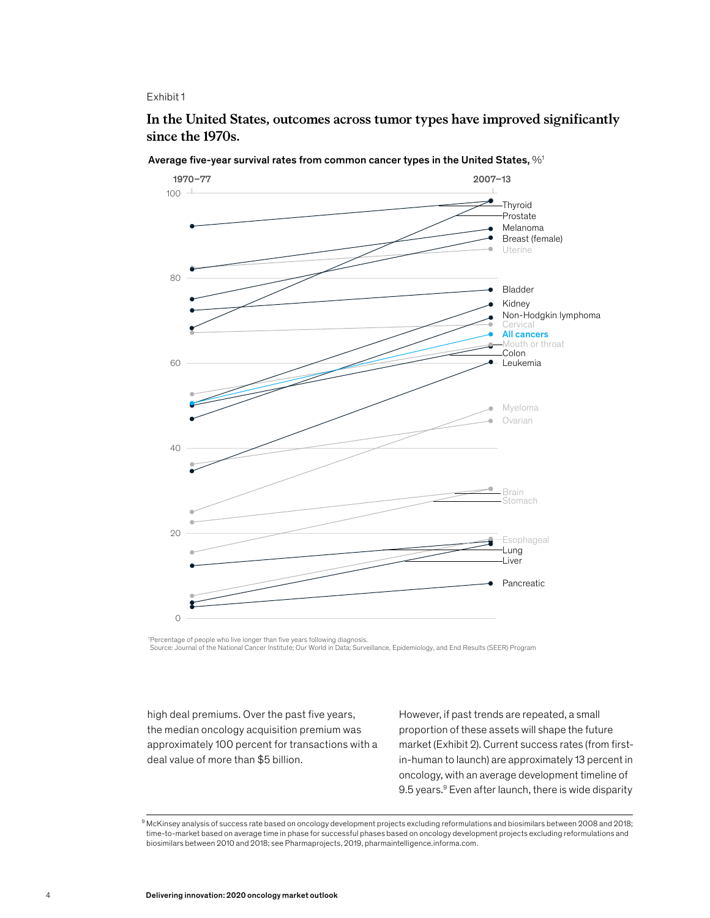Exhibit 1

## In the United States, outcomes across tumor types have improved significantly since the 1970s.

Average five-year survival rates from common cancer types in the United States, %[1]

| Cancer type | 1970–77 | 2007–13 |
|---|---|---|
| Thyroid | 92 | 98 |
| Prostate | 68 | 98 |
| Melanoma | 82 | 92 |
| Breast (female) | 75 | 90 |
| Uterine | 82 | 87 |
| Bladder | 72 | 77 |
| Kidney | 50 | 74 |
| Non-Hodgkin lymphoma | 47 | 71 |
| Cervical | 67 | 69 |
| All cancers | 50 | 67 |
| Mouth or throat | 53 | 65 |
| Colon | 50 | 64 |
| Leukemia | 34 | 60 |
| Myeloma | 25 | 49 |
| Ovarian | 36 | 46 |
| Brain | 22 | 30 |
| Stomach | 15 | 30 |
| Esophageal | 5 | 19 |
| Lung | 12 | 18 |
| Liver | 3 | 18 |
| Pancreatic | 3 | 8 |

[1]Percentage of people who live longer than five years following diagnosis.
Source: Journal of the National Cancer Institute; Our World in Data; Surveillance, Epidemiology, and End Results (SEER) Program

high deal premiums. Over the past five years, the median oncology acquisition premium was approximately 100 percent for transactions with a deal value of more than $5 billion.

However, if past trends are repeated, a small proportion of these assets will shape the future market (Exhibit 2). Current success rates (from first-in-human to launch) are approximately 13 percent in oncology, with an average development timeline of 9.5 years.[9] Even after launch, there is wide disparity

[9] McKinsey analysis of success rate based on oncology development projects excluding reformulations and biosimilars between 2008 and 2018; time-to-market based on average time in phase for successful phases based on oncology development projects excluding reformulations and biosimilars between 2010 and 2018; see Pharmaprojects, 2019, pharmaintelligence.informa.com.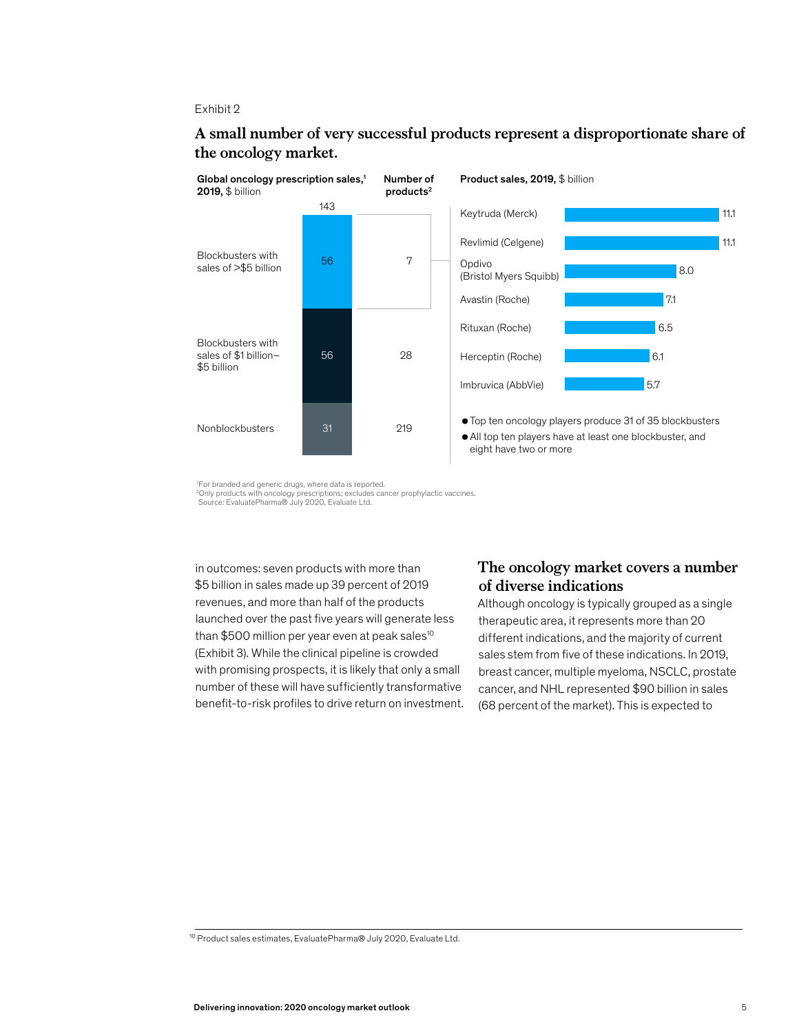Exhibit 2

## A small number of very successful products represent a disproportionate share of the oncology market.

| | Global oncology prescription sales,[1] 2019, $ billion (total 143) | Number of products[2] |
|---|---|---|
| Blockbusters with sales of >$5 billion | 56 | 7 |
| Blockbusters with sales of $1 billion–$5 billion | 56 | 28 |
| Nonblockbusters | 31 | 219 |

**Product sales, 2019,** $ billion

| Product | Sales |
|---|---|
| Keytruda (Merck) | 11.1 |
| Revlimid (Celgene) | 11.1 |
| Opdivo (Bristol Myers Squibb) | 8.0 |
| Avastin (Roche) | 7.1 |
| Rituxan (Roche) | 6.5 |
| Herceptin (Roche) | 6.1 |
| Imbruvica (AbbVie) | 5.7 |

- Top ten oncology players produce 31 of 35 blockbusters
- All top ten players have at least one blockbuster, and eight have two or more

[1]For branded and generic drugs, where data is reported.
[2]Only products with oncology prescriptions; excludes cancer prophylactic vaccines.
Source: EvaluatePharma® July 2020, Evaluate Ltd.

in outcomes: seven products with more than $5 billion in sales made up 39 percent of 2019 revenues, and more than half of the products launched over the past five years will generate less than $500 million per year even at peak sales[10] (Exhibit 3). While the clinical pipeline is crowded with promising prospects, it is likely that only a small number of these will have sufficiently transformative benefit-to-risk profiles to drive return on investment.

## The oncology market covers a number of diverse indications

Although oncology is typically grouped as a single therapeutic area, it represents more than 20 different indications, and the majority of current sales stem from five of these indications. In 2019, breast cancer, multiple myeloma, NSCLC, prostate cancer, and NHL represented $90 billion in sales (68 percent of the market). This is expected to

[10] Product sales estimates, EvaluatePharma® July 2020, Evaluate Ltd.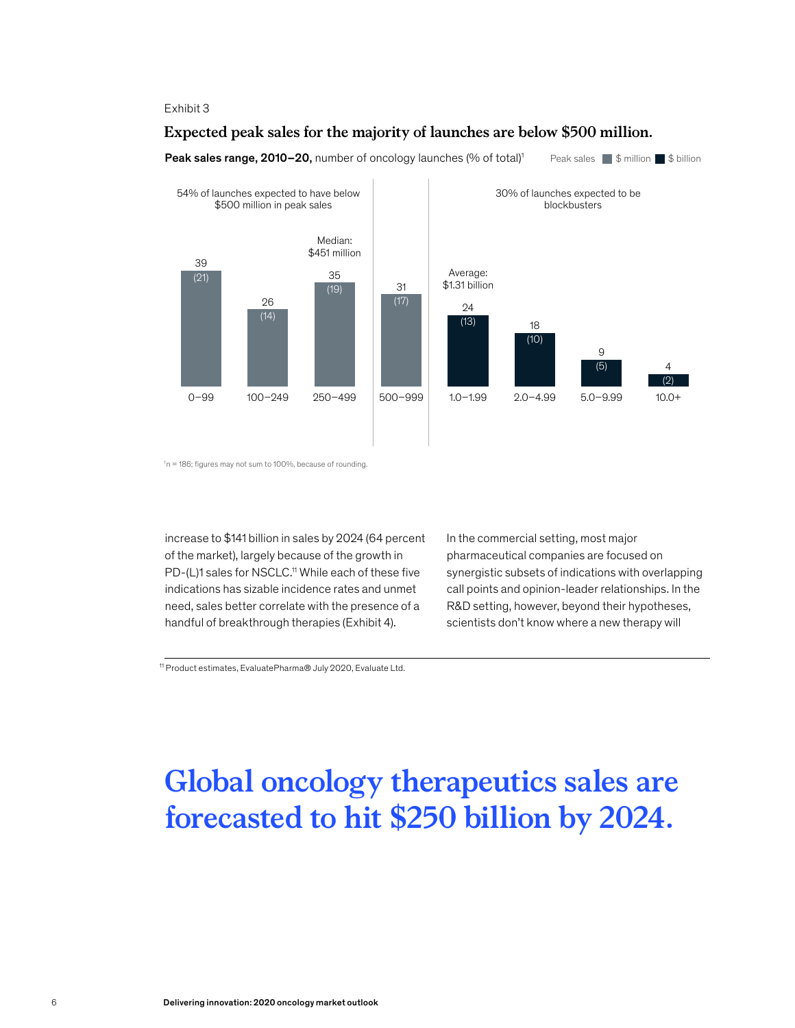Exhibit 3

**Expected peak sales for the majority of launches are below $500 million.**

**Peak sales range, 2010–20,** number of oncology launches (% of total)[1]

Peak sales: $ million / $ billion

54% of launches expected to have below $500 million in peak sales

Median: $451 million

30% of launches expected to be blockbusters

Average: $1.31 billion

| Peak sales range | Number of launches | % of total |
|---|---|---|
| $0–99 million | 39 | (21) |
| $100–249 million | 26 | (14) |
| $250–499 million | 35 | (19) |
| $500–999 million | 31 | (17) |
| $1.0–1.99 billion | 24 | (13) |
| $2.0–4.99 billion | 18 | (10) |
| $5.0–9.99 billion | 9 | (5) |
| $10.0+ billion | 4 | (2) |

[1] n = 186; figures may not sum to 100%, because of rounding.

increase to $141 billion in sales by 2024 (64 percent of the market), largely because of the growth in PD-(L)1 sales for NSCLC.[11] While each of these five indications has sizable incidence rates and unmet need, sales better correlate with the presence of a handful of breakthrough therapies (Exhibit 4).

In the commercial setting, most major pharmaceutical companies are focused on synergistic subsets of indications with overlapping call points and opinion-leader relationships. In the R&D setting, however, beyond their hypotheses, scientists don't know where a new therapy will

[11] Product estimates, EvaluatePharma® July 2020, Evaluate Ltd.

**Global oncology therapeutics sales are forecasted to hit $250 billion by 2024.**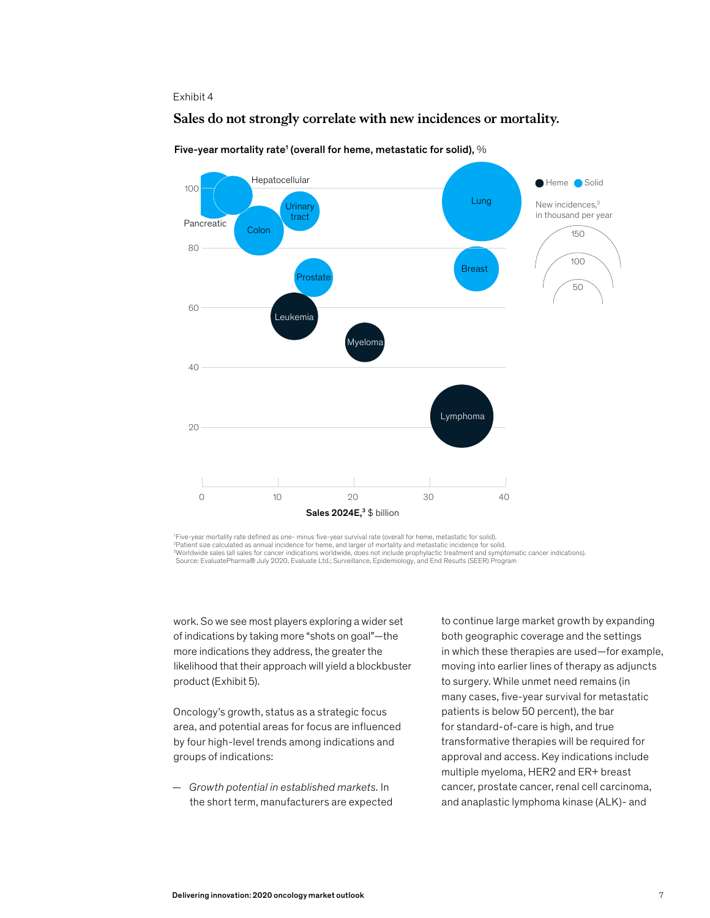Exhibit 4

## Sales do not strongly correlate with new incidences or mortality.

**Five-year mortality rate[1] (overall for heme, metastatic for solid),** %

Heme  Solid

New incidences,[2] in thousand per year

150
100
50

100
80
60
40
20

Hepatocellular
Pancreatic
Urinary tract
Colon
Lung
Breast
Prostate
Leukemia
Myeloma
Lymphoma

0  10  20  30  40

**Sales 2024E,[3]** $ billion

[1]Five-year mortality rate defined as one- minus five-year survival rate (overall for heme, metastatic for solid).
[2]Patient size calculated as annual incidence for heme, and larger of mortality and metastatic incidence for solid.
[3]Worldwide sales (all sales for cancer indications worldwide, does not include prophylactic treatment and symptomatic cancer indications).
Source: EvaluatePharma® July 2020, Evaluate Ltd.; Surveillance, Epidemiology, and End Results (SEER) Program

work. So we see most players exploring a wider set of indications by taking more "shots on goal"—the more indications they address, the greater the likelihood that their approach will yield a blockbuster product (Exhibit 5).

Oncology's growth, status as a strategic focus area, and potential areas for focus are influenced by four high-level trends among indications and groups of indications:

— *Growth potential in established markets.* In the short term, manufacturers are expected to continue large market growth by expanding both geographic coverage and the settings in which these therapies are used—for example, moving into earlier lines of therapy as adjuncts to surgery. While unmet need remains (in many cases, five-year survival for metastatic patients is below 50 percent), the bar for standard-of-care is high, and true transformative therapies will be required for approval and access. Key indications include multiple myeloma, HER2 and ER+ breast cancer, prostate cancer, renal cell carcinoma, and anaplastic lymphoma kinase (ALK)- and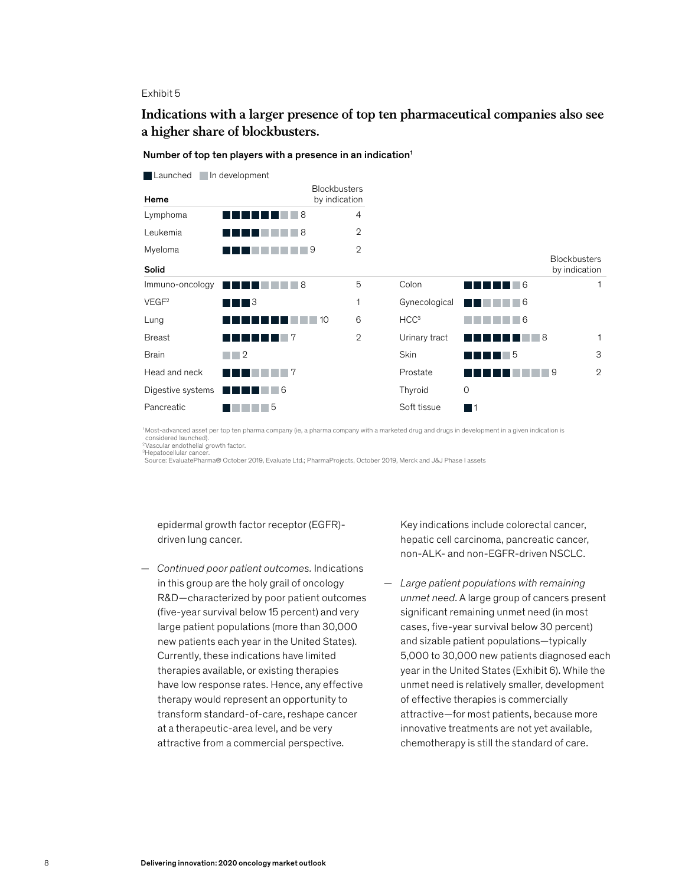Exhibit 5

## Indications with a larger presence of top ten pharmaceutical companies also see a higher share of blockbusters.

Number of top ten players with a presence in an indication[1]

Launched / In development

| Indication | Launched | In development | Total | Blockbusters by indication |
|---|---|---|---|---|
| **Heme** | | | | |
| Lymphoma | 6 | 2 | 8 | 4 |
| Leukemia | 4 | 4 | 8 | 2 |
| Myeloma | 3 | 6 | 9 | 2 |
| **Solid** | | | | |
| Immuno-oncology | 4 | 4 | 8 | 5 |
| VEGF[2] | 3 | 0 | 3 | 1 |
| Lung | 7 | 3 | 10 | 6 |
| Breast | 6 | 1 | 7 | 2 |
| Brain | 0 | 2 | 2 | |
| Head and neck | 3 | 4 | 7 | |
| Digestive systems | 4 | 2 | 6 | |
| Pancreatic | 1 | 4 | 5 | |
| Colon | 5 | 1 | 6 | 1 |
| Gynecological | 2 | 4 | 6 | |
| HCC[3] | 0 | 6 | 6 | |
| Urinary tract | 6 | 2 | 8 | 1 |
| Skin | 4 | 1 | 5 | 3 |
| Prostate | 5 | 4 | 9 | 2 |
| Thyroid | 0 | 0 | 0 | |
| Soft tissue | 1 | 0 | 1 | |

[1]Most-advanced asset per top ten pharma company (ie, a pharma company with a marketed drug and drugs in development in a given indication is considered launched).
[2]Vascular endothelial growth factor.
[3]Hepatocellular cancer.
Source: EvaluatePharma® October 2019, Evaluate Ltd.; PharmaProjects, October 2019, Merck and J&J Phase I assets

epidermal growth factor receptor (EGFR)-driven lung cancer.

— *Continued poor patient outcomes.* Indications in this group are the holy grail of oncology R&D—characterized by poor patient outcomes (five-year survival below 15 percent) and very large patient populations (more than 30,000 new patients each year in the United States). Currently, these indications have limited therapies available, or existing therapies have low response rates. Hence, any effective therapy would represent an opportunity to transform standard-of-care, reshape cancer at a therapeutic-area level, and be very attractive from a commercial perspective. Key indications include colorectal cancer, hepatic cell carcinoma, pancreatic cancer, non-ALK- and non-EGFR-driven NSCLC.

— *Large patient populations with remaining unmet need.* A large group of cancers present significant remaining unmet need (in most cases, five-year survival below 30 percent) and sizable patient populations—typically 5,000 to 30,000 new patients diagnosed each year in the United States (Exhibit 6). While the unmet need is relatively smaller, development of effective therapies is commercially attractive—for most patients, because more innovative treatments are not yet available, chemotherapy is still the standard of care.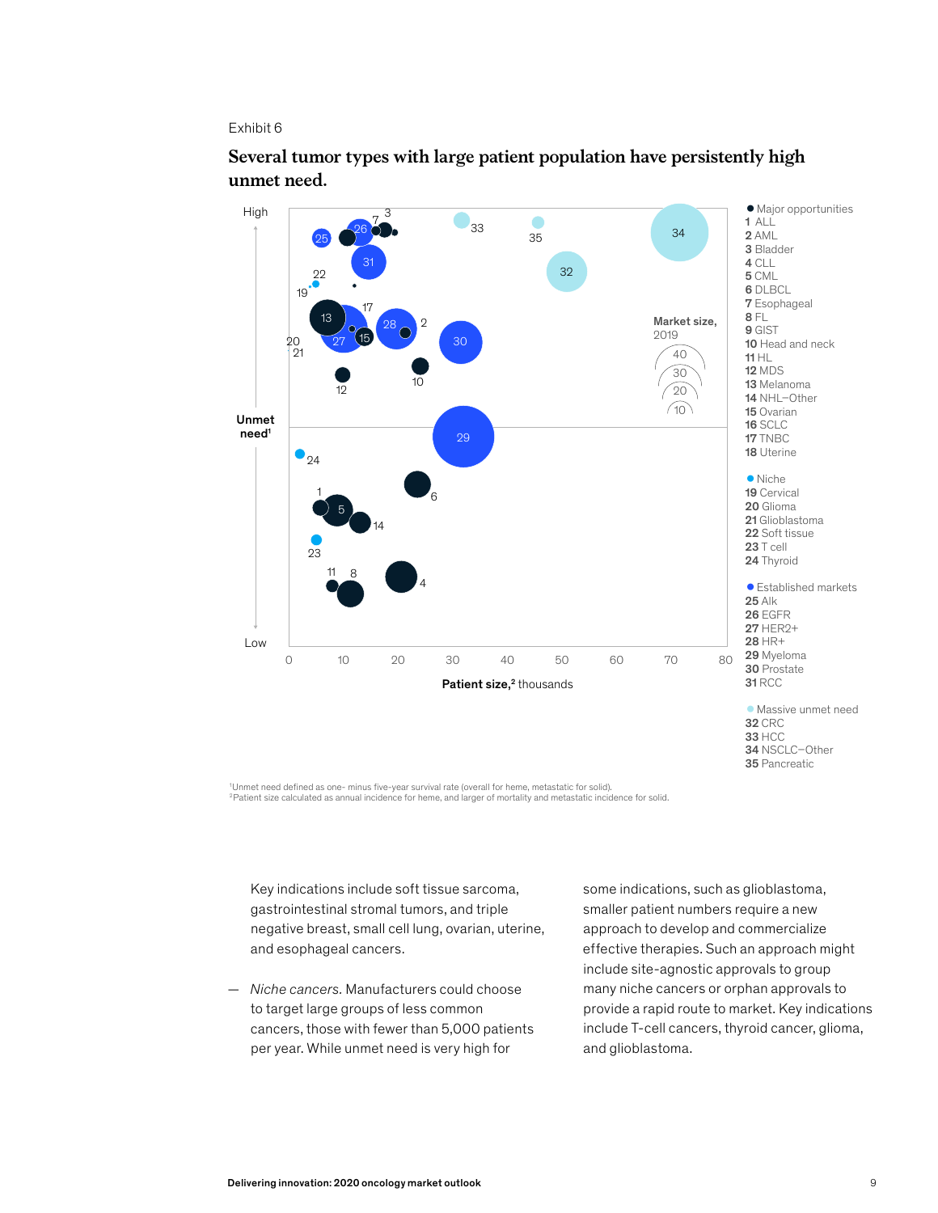Exhibit 6

## Several tumor types with large patient population have persistently high unmet need.

Unmet need[1] (High to Low) vs. Patient size,[2] thousands (0–80)

Market size, 2019: 10, 20, 30, 40

- Major opportunities
  - **1** ALL
  - **2** AML
  - **3** Bladder
  - **4** CLL
  - **5** CML
  - **6** DLBCL
  - **7** Esophageal
  - **8** FL
  - **9** GIST
  - **10** Head and neck
  - **11** HL
  - **12** MDS
  - **13** Melanoma
  - **14** NHL–Other
  - **15** Ovarian
  - **16** SCLC
  - **17** TNBC
  - **18** Uterine
- Niche
  - **19** Cervical
  - **20** Glioma
  - **21** Glioblastoma
  - **22** Soft tissue
  - **23** T cell
  - **24** Thyroid
- Established markets
  - **25** Alk
  - **26** EGFR
  - **27** HER2+
  - **28** HR+
  - **29** Myeloma
  - **30** Prostate
  - **31** RCC
- Massive unmet need
  - **32** CRC
  - **33** HCC
  - **34** NSCLC–Other
  - **35** Pancreatic

[1]Unmet need defined as one- minus five-year survival rate (overall for heme, metastatic for solid).
[2]Patient size calculated as annual incidence for heme, and larger of mortality and metastatic incidence for solid.

Key indications include soft tissue sarcoma, gastrointestinal stromal tumors, and triple negative breast, small cell lung, ovarian, uterine, and esophageal cancers.

— *Niche cancers.* Manufacturers could choose to target large groups of less common cancers, those with fewer than 5,000 patients per year. While unmet need is very high for some indications, such as glioblastoma, smaller patient numbers require a new approach to develop and commercialize effective therapies. Such an approach might include site-agnostic approvals to group many niche cancers or orphan approvals to provide a rapid route to market. Key indications include T-cell cancers, thyroid cancer, glioma, and glioblastoma.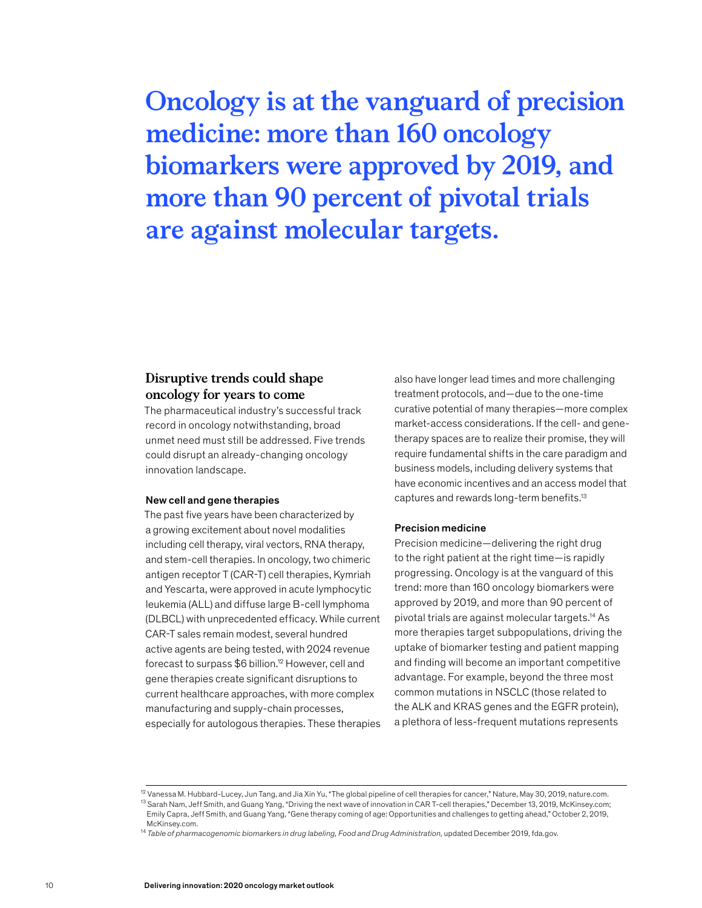# Oncology is at the vanguard of precision medicine: more than 160 oncology biomarkers were approved by 2019, and more than 90 percent of pivotal trials are against molecular targets.

## Disruptive trends could shape oncology for years to come

The pharmaceutical industry's successful track record in oncology notwithstanding, broad unmet need must still be addressed. Five trends could disrupt an already-changing oncology innovation landscape.

### New cell and gene therapies

The past five years have been characterized by a growing excitement about novel modalities including cell therapy, viral vectors, RNA therapy, and stem-cell therapies. In oncology, two chimeric antigen receptor T (CAR-T) cell therapies, Kymriah and Yescarta, were approved in acute lymphocytic leukemia (ALL) and diffuse large B-cell lymphoma (DLBCL) with unprecedented efficacy. While current CAR-T sales remain modest, several hundred active agents are being tested, with 2024 revenue forecast to surpass $6 billion.[12] However, cell and gene therapies create significant disruptions to current healthcare approaches, with more complex manufacturing and supply-chain processes, especially for autologous therapies. These therapies also have longer lead times and more challenging treatment protocols, and—due to the one-time curative potential of many therapies—more complex market-access considerations. If the cell- and gene-therapy spaces are to realize their promise, they will require fundamental shifts in the care paradigm and business models, including delivery systems that have economic incentives and an access model that captures and rewards long-term benefits.[13]

### Precision medicine

Precision medicine—delivering the right drug to the right patient at the right time—is rapidly progressing. Oncology is at the vanguard of this trend: more than 160 oncology biomarkers were approved by 2019, and more than 90 percent of pivotal trials are against molecular targets.[14] As more therapies target subpopulations, driving the uptake of biomarker testing and patient mapping and finding will become an important competitive advantage. For example, beyond the three most common mutations in NSCLC (those related to the ALK and KRAS genes and the EGFR protein), a plethora of less-frequent mutations represents

---

[12] Vanessa M. Hubbard-Lucey, Jun Tang, and Jia Xin Yu, "The global pipeline of cell therapies for cancer," Nature, May 30, 2019, nature.com.

[13] Sarah Nam, Jeff Smith, and Guang Yang, "Driving the next wave of innovation in CAR T-cell therapies," December 13, 2019, McKinsey.com; Emily Capra, Jeff Smith, and Guang Yang, "Gene therapy coming of age: Opportunities and challenges to getting ahead," October 2, 2019, McKinsey.com.

[14] *Table of pharmacogenomic biomarkers in drug labeling, Food and Drug Administration,* updated December 2019, fda.gov.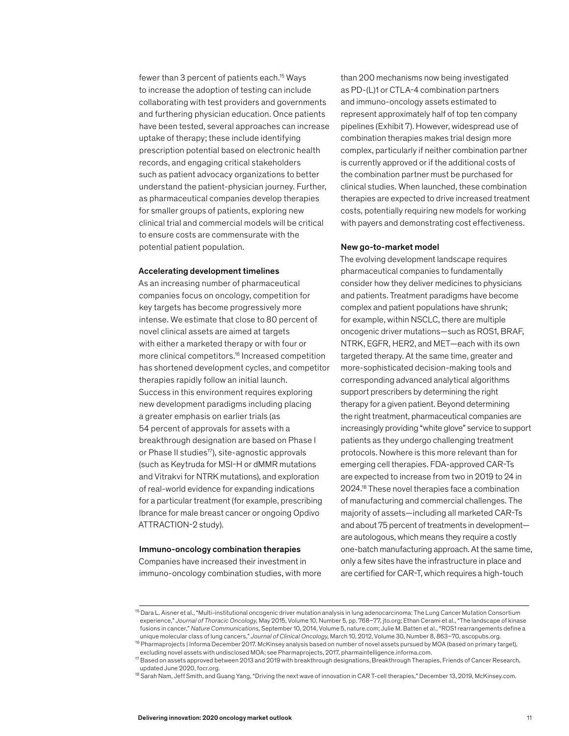fewer than 3 percent of patients each.[15] Ways to increase the adoption of testing can include collaborating with test providers and governments and furthering physician education. Once patients have been tested, several approaches can increase uptake of therapy; these include identifying prescription potential based on electronic health records, and engaging critical stakeholders such as patient advocacy organizations to better understand the patient-physician journey. Further, as pharmaceutical companies develop therapies for smaller groups of patients, exploring new clinical trial and commercial models will be critical to ensure costs are commensurate with the potential patient population.

**Accelerating development timelines**

As an increasing number of pharmaceutical companies focus on oncology, competition for key targets has become progressively more intense. We estimate that close to 80 percent of novel clinical assets are aimed at targets with either a marketed therapy or with four or more clinical competitors.[16] Increased competition has shortened development cycles, and competitor therapies rapidly follow an initial launch. Success in this environment requires exploring new development paradigms including placing a greater emphasis on earlier trials (as 54 percent of approvals for assets with a breakthrough designation are based on Phase I or Phase II studies[17]), site-agnostic approvals (such as Keytruda for MSI-H or dMMR mutations and Vitrakvi for NTRK mutations), and exploration of real-world evidence for expanding indications for a particular treatment (for example, prescribing Ibrance for male breast cancer or ongoing Opdivo ATTRACTION-2 study).

**Immuno-oncology combination therapies**

Companies have increased their investment in immuno-oncology combination studies, with more than 200 mechanisms now being investigated as PD-(L)1 or CTLA-4 combination partners and immuno-oncology assets estimated to represent approximately half of top ten company pipelines (Exhibit 7). However, widespread use of combination therapies makes trial design more complex, particularly if neither combination partner is currently approved or if the additional costs of the combination partner must be purchased for clinical studies. When launched, these combination therapies are expected to drive increased treatment costs, potentially requiring new models for working with payers and demonstrating cost effectiveness.

**New go-to-market model**

The evolving development landscape requires pharmaceutical companies to fundamentally consider how they deliver medicines to physicians and patients. Treatment paradigms have become complex and patient populations have shrunk; for example, within NSCLC, there are multiple oncogenic driver mutations—such as ROS1, BRAF, NTRK, EGFR, HER2, and MET—each with its own targeted therapy. At the same time, greater and more-sophisticated decision-making tools and corresponding advanced analytical algorithms support prescribers by determining the right therapy for a given patient. Beyond determining the right treatment, pharmaceutical companies are increasingly providing "white glove" service to support patients as they undergo challenging treatment protocols. Nowhere is this more relevant than for emerging cell therapies. FDA-approved CAR-Ts are expected to increase from two in 2019 to 24 in 2024.[18] These novel therapies face a combination of manufacturing and commercial challenges. The majority of assets—including all marketed CAR-Ts and about 75 percent of treatments in development—are autologous, which means they require a costly one-batch manufacturing approach. At the same time, only a few sites have the infrastructure in place and are certified for CAR-T, which requires a high-touch

---

[15] Dara L. Aisner et al., "Multi-institutional oncogenic driver mutation analysis in lung adenocarcinoma: The Lung Cancer Mutation Consortium experience," *Journal of Thoracic Oncology*, May 2015, Volume 10, Number 5, pp. 768–77, jto.org; Ethan Cerami et al., "The landscape of kinase fusions in cancer," *Nature Communications*, September 10, 2014, Volume 5, nature.com; Julie M. Batten et al., "ROS1 rearrangements define a unique molecular class of lung cancers," *Journal of Clinical Oncology*, March 10, 2012, Volume 30, Number 8, 863–70, ascopubs.org.

[16] Pharmaprojects | Informa December 2017. McKinsey analysis based on number of novel assets pursued by MOA (based on primary target), excluding novel assets with undisclosed MOA; see Pharmaprojects, 2017, pharmaintelligence.informa.com.

[17] Based on assets approved between 2013 and 2019 with breakthrough designations, Breakthrough Therapies, Friends of Cancer Research, updated June 2020, focr.org.

[18] Sarah Nam, Jeff Smith, and Guang Yang, "Driving the next wave of innovation in CAR T-cell therapies," December 13, 2019, McKinsey.com.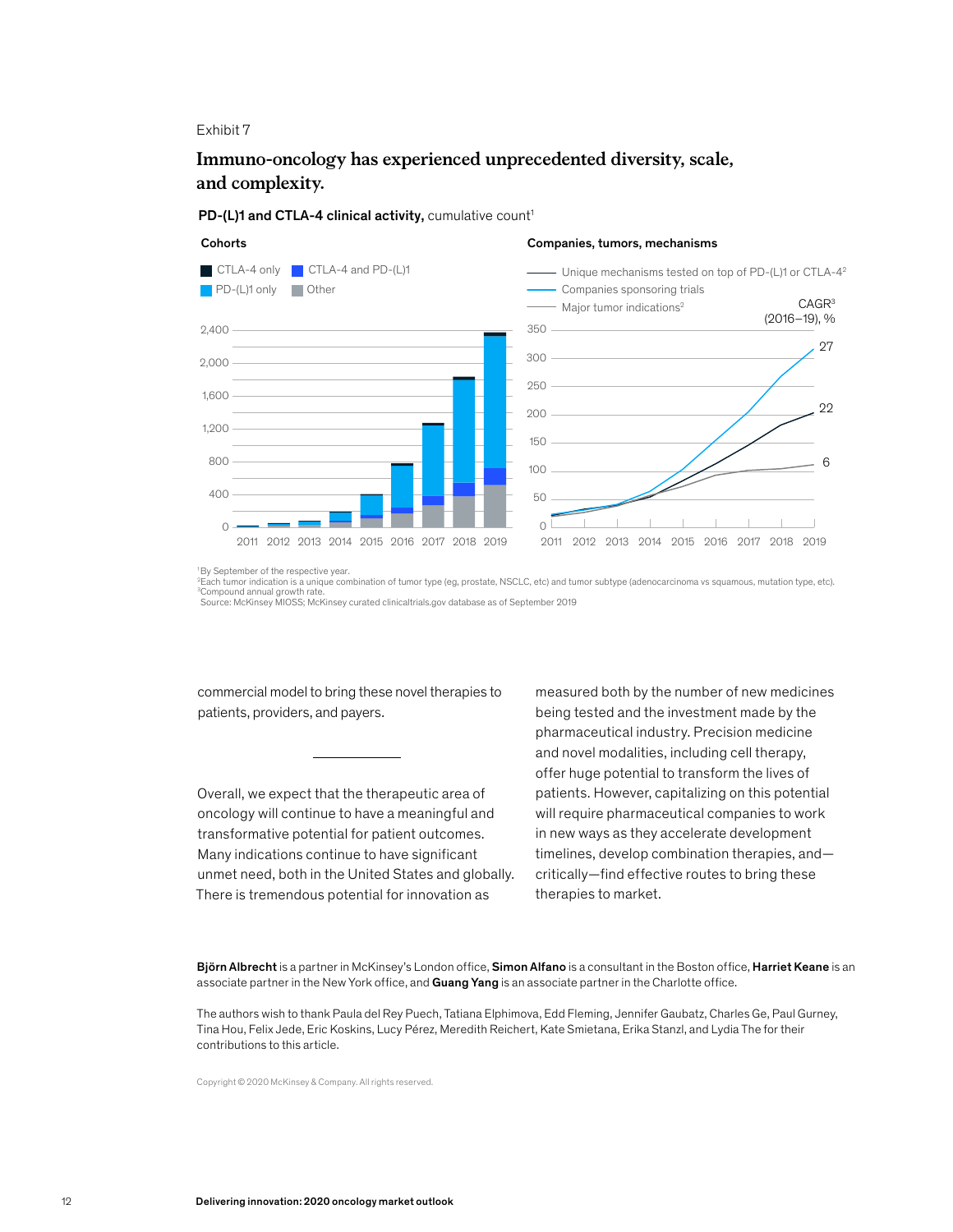Exhibit 7

## Immuno-oncology has experienced unprecedented diversity, scale, and complexity.

**PD-(L)1 and CTLA-4 clinical activity,** cumulative count[1]

**Cohorts**

CTLA-4 only
CTLA-4 and PD-(L)1
PD-(L)1 only
Other

2,400
2,000
1,600
1,200
800
400
0

2011 2012 2013 2014 2015 2016 2017 2018 2019

**Companies, tumors, mechanisms**

Unique mechanisms tested on top of PD-(L)1 or CTLA-4[2]
Companies sponsoring trials
Major tumor indications[2]

CAGR[3] (2016–19), %

350
300
250
200
150
100
50
0

27
22
6

2011 2012 2013 2014 2015 2016 2017 2018 2019

[1]By September of the respective year.
[2]Each tumor indication is a unique combination of tumor type (eg, prostate, NSCLC, etc) and tumor subtype (adenocarcinoma vs squamous, mutation type, etc).
[3]Compound annual growth rate.
Source: McKinsey MIOSS; McKinsey curated clinicaltrials.gov database as of September 2019

commercial model to bring these novel therapies to patients, providers, and payers.

---

Overall, we expect that the therapeutic area of oncology will continue to have a meaningful and transformative potential for patient outcomes. Many indications continue to have significant unmet need, both in the United States and globally. There is tremendous potential for innovation as measured both by the number of new medicines being tested and the investment made by the pharmaceutical industry. Precision medicine and novel modalities, including cell therapy, offer huge potential to transform the lives of patients. However, capitalizing on this potential will require pharmaceutical companies to work in new ways as they accelerate development timelines, develop combination therapies, and—critically—find effective routes to bring these therapies to market.

**Björn Albrecht** is a partner in McKinsey's London office, **Simon Alfano** is a consultant in the Boston office, **Harriet Keane** is an associate partner in the New York office, and **Guang Yang** is an associate partner in the Charlotte office.

The authors wish to thank Paula del Rey Puech, Tatiana Elphimova, Edd Fleming, Jennifer Gaubatz, Charles Ge, Paul Gurney, Tina Hou, Felix Jede, Eric Koskins, Lucy Pérez, Meredith Reichert, Kate Smietana, Erika Stanzl, and Lydia The for their contributions to this article.

Copyright © 2020 McKinsey & Company. All rights reserved.